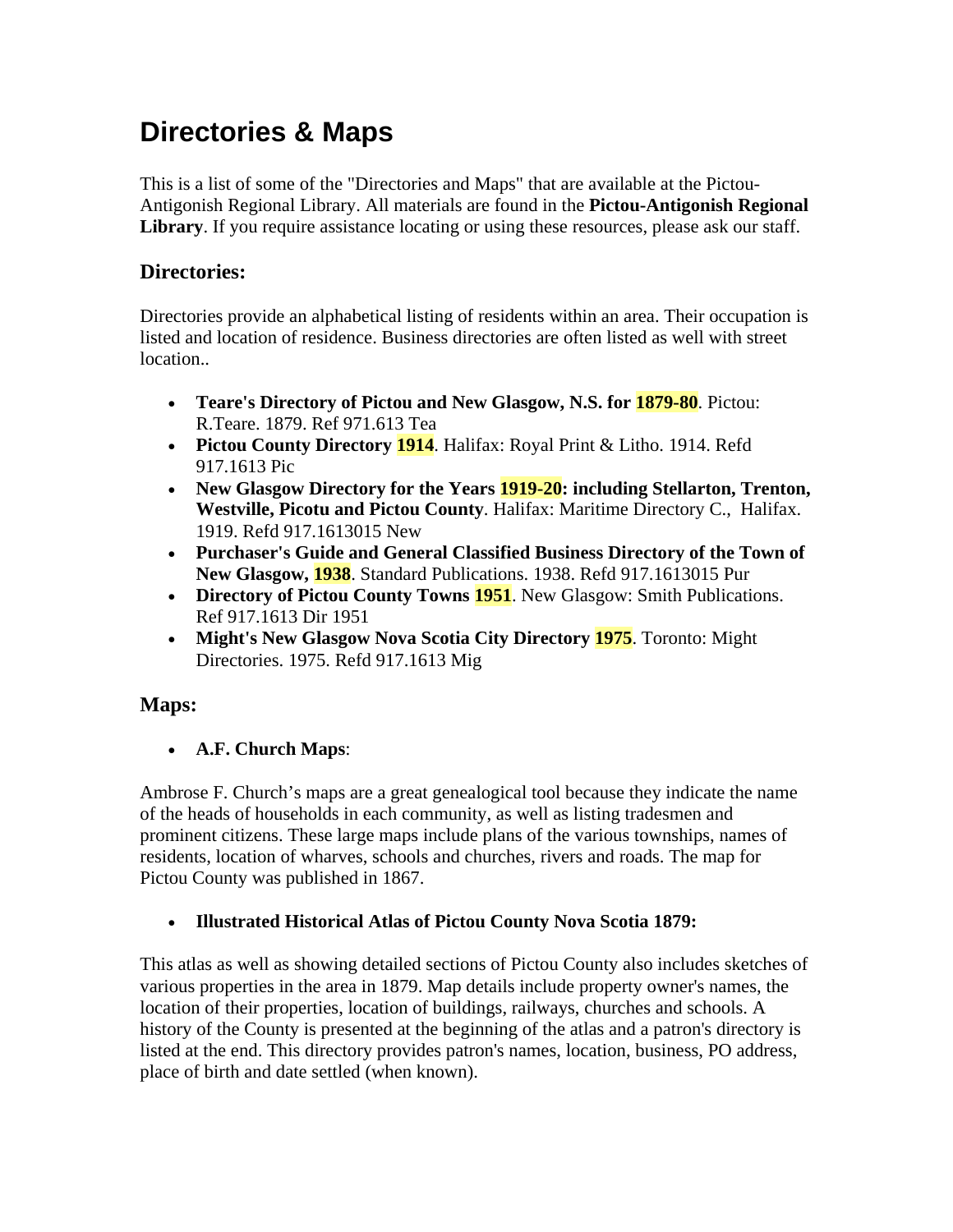# Directories & Maps

This is a list of some of the "Directories and Maps" that are available at the Pictou-Antigonish Regional Library. All materials are found in the **Pictou-Antigonish Regional Library**. If you require assistance locating or using these resources, please ask our staff.

## Directories:

Directories provide an alphabetical listing of residents within an area. Their occupation is listed and location of residence. Business directories are often listed as well with street location..

- **Teare's Directory of Pictou and New Glasgow, N.S. for 1879-80**. Pictou: R.Teare. 1879. Ref 971.613 Tea
- **Pictou County Directory 1914**. Halifax: Royal Print & Litho. 1914. Refd 917.1613 Pic
- **New Glasgow Directory for the Years 1919-20: including Stellarton, Trenton, Westville, Picotu and Pictou County**. Halifax: Maritime Directory C., Halifax. 1919. Refd 917.1613015 New
- **Purchaser's Guide and General Classified Business Directory of the Town of New Glasgow, 1938**. Standard Publications. 1938. Refd 917.1613015 Pur
- **Directory of Pictou County Towns 1951**. New Glasgow: Smith Publications. Ref 917.1613 Dir 1951
- **Might's New Glasgow Nova Scotia City Directory 1975**. Toronto: Might Directories. 1975. Refd 917.1613 Mig

## Maps:

- **A.F. Church Maps**:

Ambrose F. Church's maps are a great genealogical tool because they indicate the name of the heads of households in each community, as well as listing tradesmen and prominent citizens. These large maps include plans of the various townships, names of residents, location of wharves, schools and churches, rivers and roads. The map for Pictou County was published in 1867.

- **Illustrated Historical Atlas of Pictou County Nova Scotia 1879:**

This atlas as well as showing detailed sections of Pictou County also includes sketches of various properties in the area in 1879. Map details include property owner's names, the location of their properties, location of buildings, railways, churches and schools. A history of the County is presented at the beginning of the atlas and a patron's directory is listed at the end. This directory provides patron's names, location, business, PO address, place of birth and date settled (when known).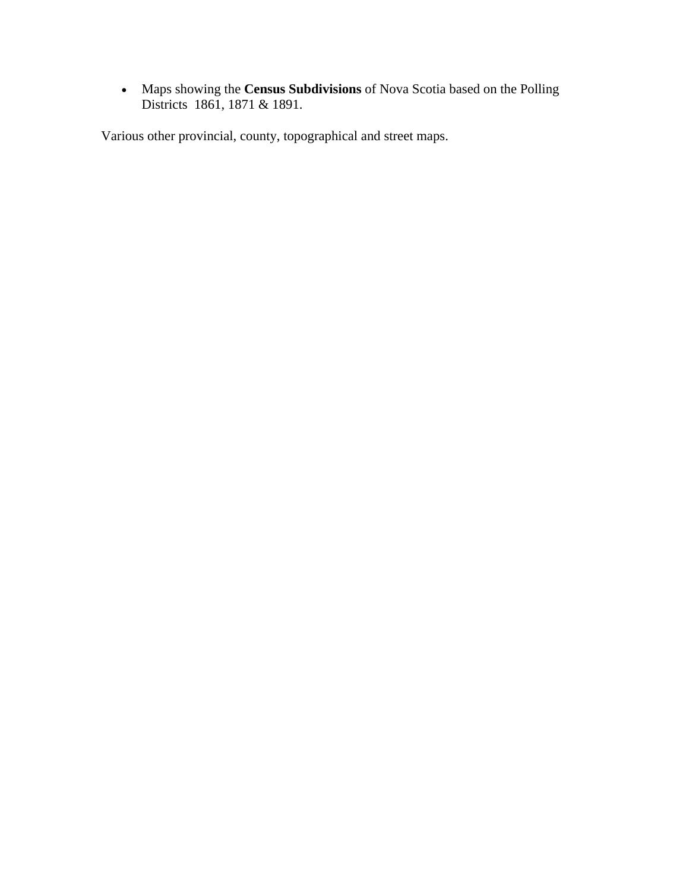- Maps showing the **Census Subdivisions** of Nova Scotia based on the Polling Districts  1861, 1871 & 1891.

Various other provincial, county, topographical and street maps.